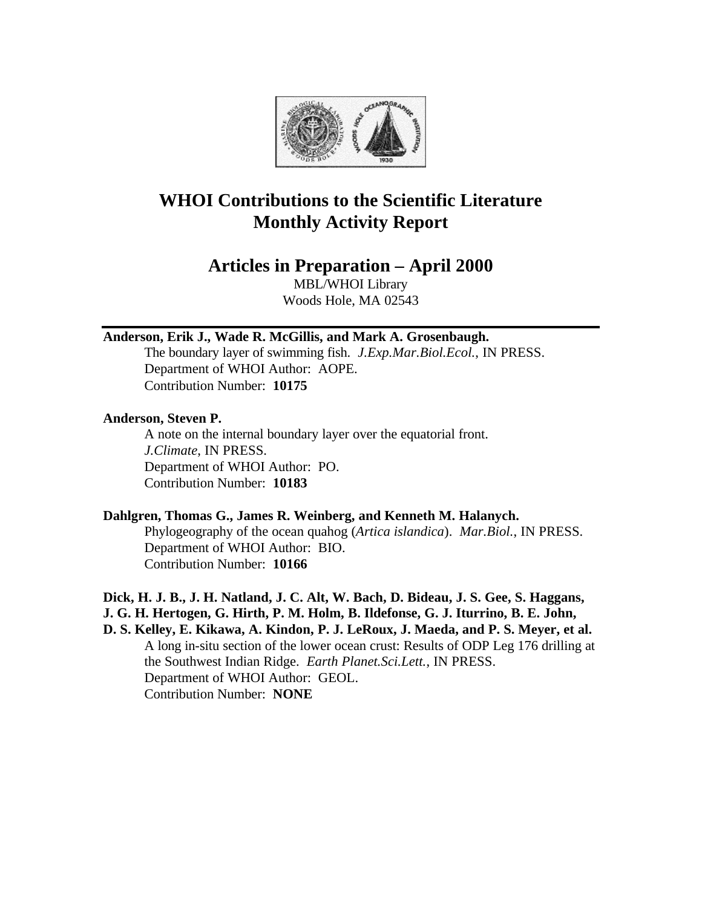# WHOI Contributions to the Scientific Literature
# Monthly Activity Report

## Articles in Preparation – April 2000

MBL/WHOI Library
Woods Hole, MA 02543

---

**Anderson, Erik J., Wade R. McGillis, and Mark A. Grosenbaugh.**
The boundary layer of swimming fish. *J.Exp.Mar.Biol.Ecol.*, IN PRESS.
Department of WHOI Author: AOPE.
Contribution Number: **10175**

**Anderson, Steven P.**
A note on the internal boundary layer over the equatorial front.
*J.Climate*, IN PRESS.
Department of WHOI Author: PO.
Contribution Number: **10183**

**Dahlgren, Thomas G., James R. Weinberg, and Kenneth M. Halanych.**
Phylogeography of the ocean quahog (*Artica islandica*). *Mar.Biol.*, IN PRESS.
Department of WHOI Author: BIO.
Contribution Number: **10166**

**Dick, H. J. B., J. H. Natland, J. C. Alt, W. Bach, D. Bideau, J. S. Gee, S. Haggans, J. G. H. Hertogen, G. Hirth, P. M. Holm, B. Ildefonse, G. J. Iturrino, B. E. John, D. S. Kelley, E. Kikawa, A. Kindon, P. J. LeRoux, J. Maeda, and P. S. Meyer, et al.**
A long in-situ section of the lower ocean crust: Results of ODP Leg 176 drilling at the Southwest Indian Ridge. *Earth Planet.Sci.Lett.*, IN PRESS.
Department of WHOI Author: GEOL.
Contribution Number: **NONE**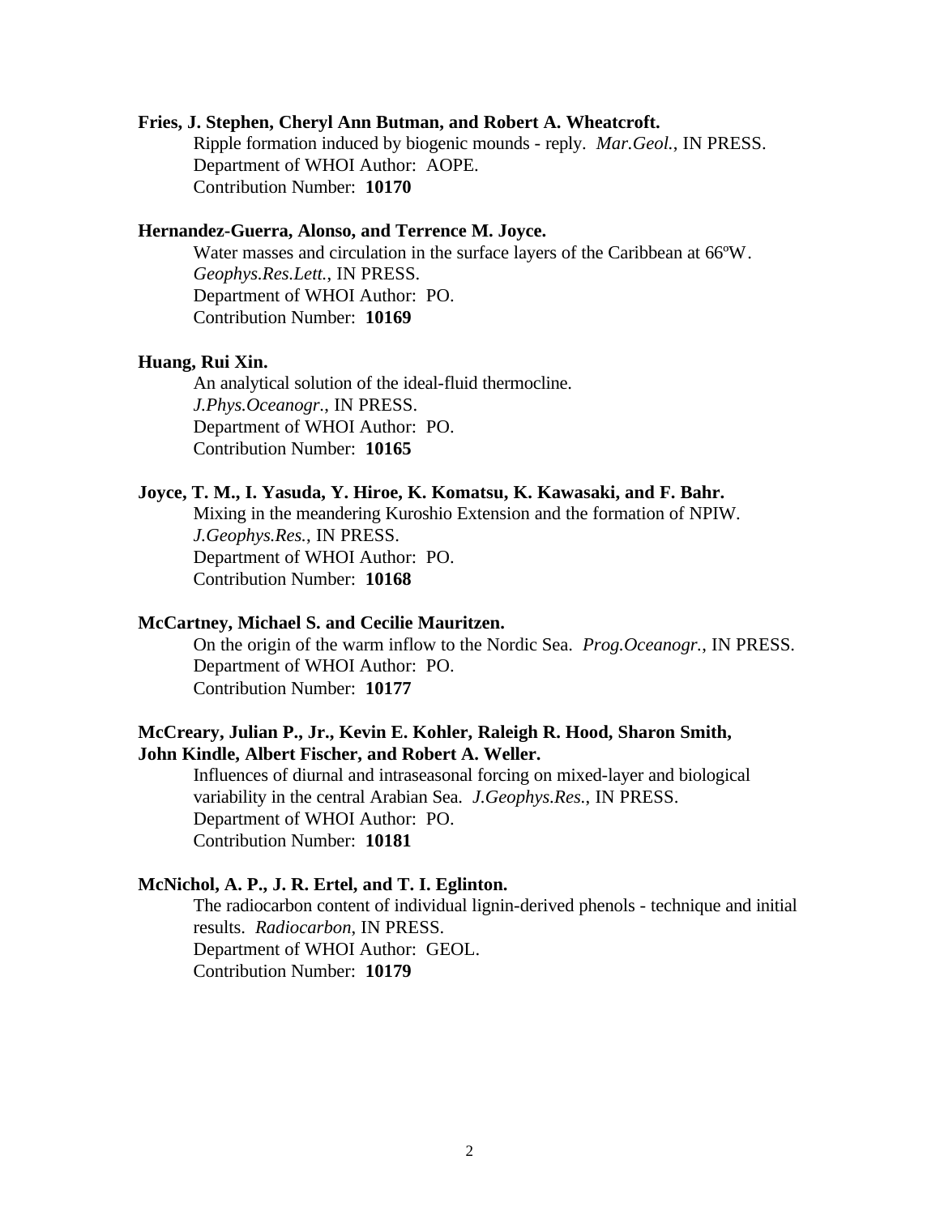**Fries, J. Stephen, Cheryl Ann Butman, and Robert A. Wheatcroft.**

Ripple formation induced by biogenic mounds - reply. *Mar.Geol.*, IN PRESS.
Department of WHOI Author: AOPE.
Contribution Number: **10170**

**Hernandez-Guerra, Alonso, and Terrence M. Joyce.**

Water masses and circulation in the surface layers of the Caribbean at 66ºW.
*Geophys.Res.Lett.*, IN PRESS.
Department of WHOI Author: PO.
Contribution Number: **10169**

**Huang, Rui Xin.**

An analytical solution of the ideal-fluid thermocline.
*J.Phys.Oceanogr.*, IN PRESS.
Department of WHOI Author: PO.
Contribution Number: **10165**

**Joyce, T. M., I. Yasuda, Y. Hiroe, K. Komatsu, K. Kawasaki, and F. Bahr.**

Mixing in the meandering Kuroshio Extension and the formation of NPIW.
*J.Geophys.Res.*, IN PRESS.
Department of WHOI Author: PO.
Contribution Number: **10168**

**McCartney, Michael S. and Cecilie Mauritzen.**

On the origin of the warm inflow to the Nordic Sea. *Prog.Oceanogr.*, IN PRESS.
Department of WHOI Author: PO.
Contribution Number: **10177**

**McCreary, Julian P., Jr., Kevin E. Kohler, Raleigh R. Hood, Sharon Smith, John Kindle, Albert Fischer, and Robert A. Weller.**

Influences of diurnal and intraseasonal forcing on mixed-layer and biological variability in the central Arabian Sea. *J.Geophys.Res.*, IN PRESS.
Department of WHOI Author: PO.
Contribution Number: **10181**

**McNichol, A. P., J. R. Ertel, and T. I. Eglinton.**

The radiocarbon content of individual lignin-derived phenols - technique and initial results. *Radiocarbon*, IN PRESS.
Department of WHOI Author: GEOL.
Contribution Number: **10179**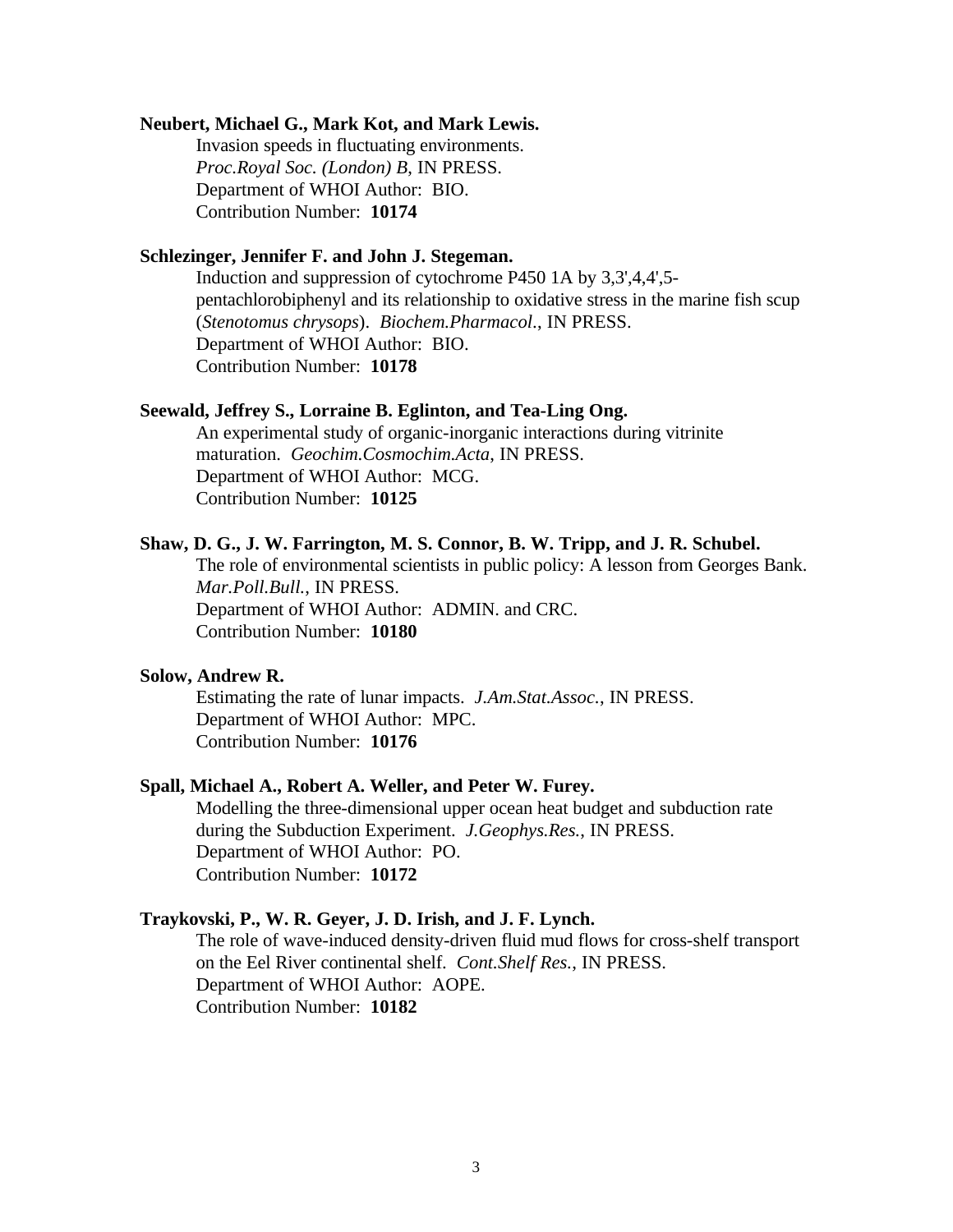**Neubert, Michael G., Mark Kot, and Mark Lewis.**

Invasion speeds in fluctuating environments.
*Proc.Royal Soc. (London) B*, IN PRESS.
Department of WHOI Author: BIO.
Contribution Number: **10174**

**Schlezinger, Jennifer F. and John J. Stegeman.**

Induction and suppression of cytochrome P450 1A by 3,3',4,4',5-pentachlorobiphenyl and its relationship to oxidative stress in the marine fish scup (*Stenotomus chrysops*). *Biochem.Pharmacol.*, IN PRESS.
Department of WHOI Author: BIO.
Contribution Number: **10178**

**Seewald, Jeffrey S., Lorraine B. Eglinton, and Tea-Ling Ong.**

An experimental study of organic-inorganic interactions during vitrinite maturation. *Geochim.Cosmochim.Acta*, IN PRESS.
Department of WHOI Author: MCG.
Contribution Number: **10125**

**Shaw, D. G., J. W. Farrington, M. S. Connor, B. W. Tripp, and J. R. Schubel.**

The role of environmental scientists in public policy: A lesson from Georges Bank. *Mar.Poll.Bull.*, IN PRESS.
Department of WHOI Author: ADMIN. and CRC.
Contribution Number: **10180**

**Solow, Andrew R.**

Estimating the rate of lunar impacts. *J.Am.Stat.Assoc.*, IN PRESS.
Department of WHOI Author: MPC.
Contribution Number: **10176**

**Spall, Michael A., Robert A. Weller, and Peter W. Furey.**

Modelling the three-dimensional upper ocean heat budget and subduction rate during the Subduction Experiment. *J.Geophys.Res.*, IN PRESS.
Department of WHOI Author: PO.
Contribution Number: **10172**

**Traykovski, P., W. R. Geyer, J. D. Irish, and J. F. Lynch.**

The role of wave-induced density-driven fluid mud flows for cross-shelf transport on the Eel River continental shelf. *Cont.Shelf Res.*, IN PRESS.
Department of WHOI Author: AOPE.
Contribution Number: **10182**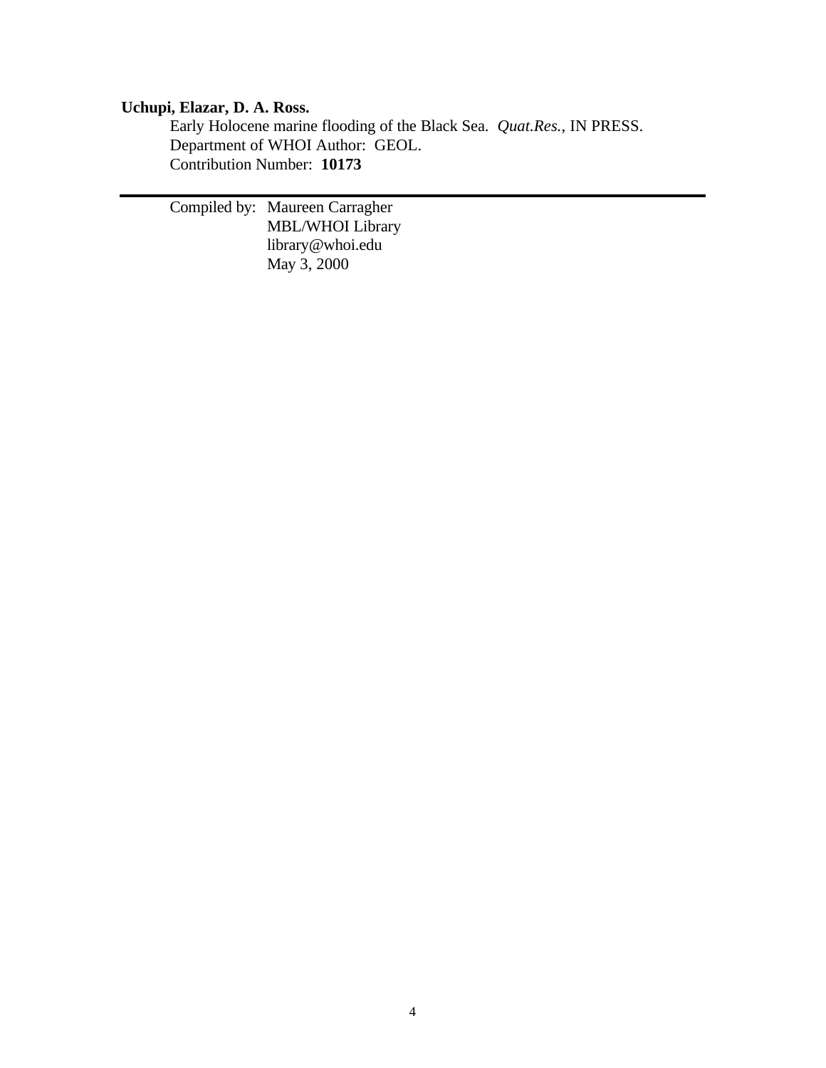**Uchupi, Elazar, D. A. Ross.**

Early Holocene marine flooding of the Black Sea. *Quat.Res.*, IN PRESS.
Department of WHOI Author: GEOL.
Contribution Number: **10173**

---

Compiled by: Maureen Carragher
MBL/WHOI Library
library@whoi.edu
May 3, 2000